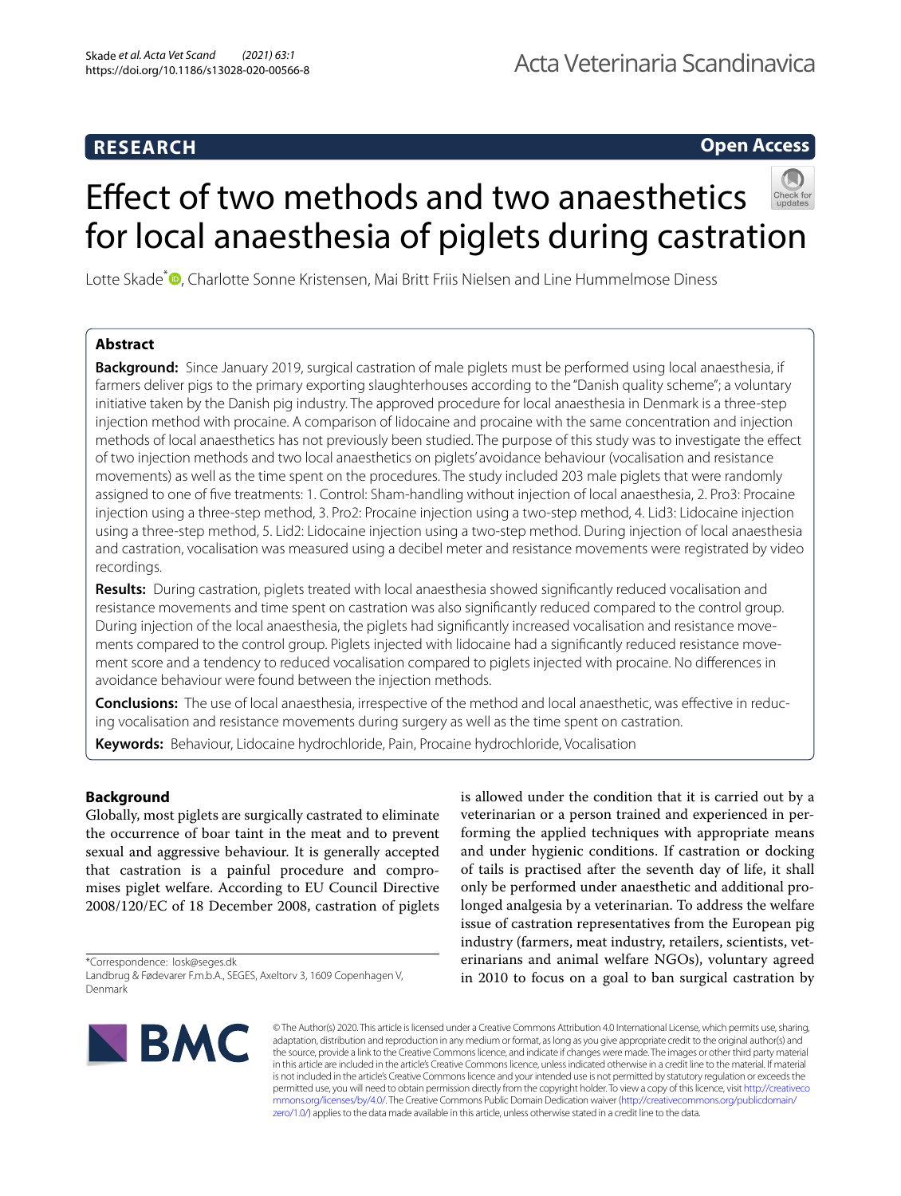**RESEARCH** **Open Access**

# Effect of two methods and two anaesthetics for local anaesthesia of piglets during castration

Lotte Skade*, Charlotte Sonne Kristensen, Mai Britt Friis Nielsen and Line Hummelmose Diness

## Abstract

**Background:** Since January 2019, surgical castration of male piglets must be performed using local anaesthesia, if farmers deliver pigs to the primary exporting slaughterhouses according to the "Danish quality scheme"; a voluntary initiative taken by the Danish pig industry. The approved procedure for local anaesthesia in Denmark is a three-step injection method with procaine. A comparison of lidocaine and procaine with the same concentration and injection methods of local anaesthetics has not previously been studied. The purpose of this study was to investigate the effect of two injection methods and two local anaesthetics on piglets' avoidance behaviour (vocalisation and resistance movements) as well as the time spent on the procedures. The study included 203 male piglets that were randomly assigned to one of five treatments: 1. Control: Sham-handling without injection of local anaesthesia, 2. Pro3: Procaine injection using a three-step method, 3. Pro2: Procaine injection using a two-step method, 4. Lid3: Lidocaine injection using a three-step method, 5. Lid2: Lidocaine injection using a two-step method. During injection of local anaesthesia and castration, vocalisation was measured using a decibel meter and resistance movements were registrated by video recordings.

**Results:** During castration, piglets treated with local anaesthesia showed significantly reduced vocalisation and resistance movements and time spent on castration was also significantly reduced compared to the control group. During injection of the local anaesthesia, the piglets had significantly increased vocalisation and resistance movements compared to the control group. Piglets injected with lidocaine had a significantly reduced resistance movement score and a tendency to reduced vocalisation compared to piglets injected with procaine. No differences in avoidance behaviour were found between the injection methods.

**Conclusions:** The use of local anaesthesia, irrespective of the method and local anaesthetic, was effective in reducing vocalisation and resistance movements during surgery as well as the time spent on castration.

**Keywords:** Behaviour, Lidocaine hydrochloride, Pain, Procaine hydrochloride, Vocalisation

## Background

Globally, most piglets are surgically castrated to eliminate the occurrence of boar taint in the meat and to prevent sexual and aggressive behaviour. It is generally accepted that castration is a painful procedure and compromises piglet welfare. According to EU Council Directive 2008/120/EC of 18 December 2008, castration of piglets is allowed under the condition that it is carried out by a veterinarian or a person trained and experienced in performing the applied techniques with appropriate means and under hygienic conditions. If castration or docking of tails is practised after the seventh day of life, it shall only be performed under anaesthetic and additional prolonged analgesia by a veterinarian. To address the welfare issue of castration representatives from the European pig industry (farmers, meat industry, retailers, scientists, veterinarians and animal welfare NGOs), voluntary agreed in 2010 to focus on a goal to ban surgical castration by

*Correspondence: losk@seges.dk
Landbrug & Fødevarer F.m.b.A., SEGES, Axeltorv 3, 1609 Copenhagen V, Denmark

© The Author(s) 2020. This article is licensed under a Creative Commons Attribution 4.0 International License, which permits use, sharing, adaptation, distribution and reproduction in any medium or format, as long as you give appropriate credit to the original author(s) and the source, provide a link to the Creative Commons licence, and indicate if changes were made. The images or other third party material in this article are included in the article's Creative Commons licence, unless indicated otherwise in a credit line to the material. If material is not included in the article's Creative Commons licence and your intended use is not permitted by statutory regulation or exceeds the permitted use, you will need to obtain permission directly from the copyright holder. To view a copy of this licence, visit http://creativecommons.org/licenses/by/4.0/. The Creative Commons Public Domain Dedication waiver (http://creativecommons.org/publicdomain/zero/1.0/) applies to the data made available in this article, unless otherwise stated in a credit line to the data.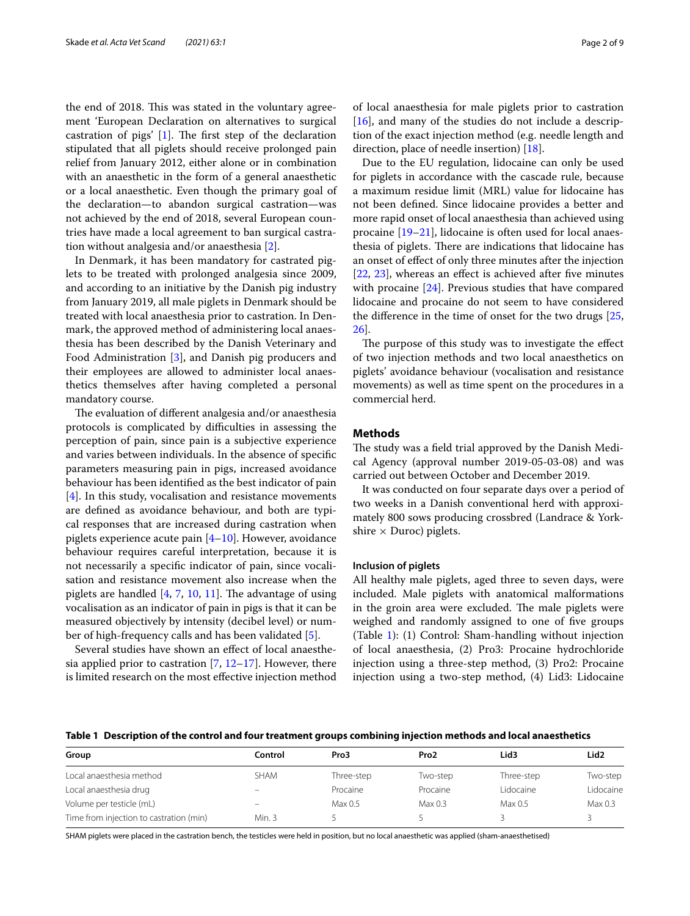the end of 2018. This was stated in the voluntary agreement 'European Declaration on alternatives to surgical castration of pigs' [1]. The first step of the declaration stipulated that all piglets should receive prolonged pain relief from January 2012, either alone or in combination with an anaesthetic in the form of a general anaesthetic or a local anaesthetic. Even though the primary goal of the declaration—to abandon surgical castration—was not achieved by the end of 2018, several European countries have made a local agreement to ban surgical castration without analgesia and/or anaesthesia [2].

In Denmark, it has been mandatory for castrated piglets to be treated with prolonged analgesia since 2009, and according to an initiative by the Danish pig industry from January 2019, all male piglets in Denmark should be treated with local anaesthesia prior to castration. In Denmark, the approved method of administering local anaesthesia has been described by the Danish Veterinary and Food Administration [3], and Danish pig producers and their employees are allowed to administer local anaesthetics themselves after having completed a personal mandatory course.

The evaluation of different analgesia and/or anaesthesia protocols is complicated by difficulties in assessing the perception of pain, since pain is a subjective experience and varies between individuals. In the absence of specific parameters measuring pain in pigs, increased avoidance behaviour has been identified as the best indicator of pain [4]. In this study, vocalisation and resistance movements are defined as avoidance behaviour, and both are typical responses that are increased during castration when piglets experience acute pain [4–10]. However, avoidance behaviour requires careful interpretation, because it is not necessarily a specific indicator of pain, since vocalisation and resistance movement also increase when the piglets are handled [4, 7, 10, 11]. The advantage of using vocalisation as an indicator of pain in pigs is that it can be measured objectively by intensity (decibel level) or number of high-frequency calls and has been validated [5].

Several studies have shown an effect of local anaesthesia applied prior to castration [7, 12–17]. However, there is limited research on the most effective injection method of local anaesthesia for male piglets prior to castration [16], and many of the studies do not include a description of the exact injection method (e.g. needle length and direction, place of needle insertion) [18].

Due to the EU regulation, lidocaine can only be used for piglets in accordance with the cascade rule, because a maximum residue limit (MRL) value for lidocaine has not been defined. Since lidocaine provides a better and more rapid onset of local anaesthesia than achieved using procaine [19–21], lidocaine is often used for local anaesthesia of piglets. There are indications that lidocaine has an onset of effect of only three minutes after the injection [22, 23], whereas an effect is achieved after five minutes with procaine [24]. Previous studies that have compared lidocaine and procaine do not seem to have considered the difference in the time of onset for the two drugs [25, 26].

The purpose of this study was to investigate the effect of two injection methods and two local anaesthetics on piglets' avoidance behaviour (vocalisation and resistance movements) as well as time spent on the procedures in a commercial herd.

## Methods

The study was a field trial approved by the Danish Medical Agency (approval number 2019-05-03-08) and was carried out between October and December 2019.

It was conducted on four separate days over a period of two weeks in a Danish conventional herd with approximately 800 sows producing crossbred (Landrace & Yorkshire × Duroc) piglets.

### Inclusion of piglets

All healthy male piglets, aged three to seven days, were included. Male piglets with anatomical malformations in the groin area were excluded. The male piglets were weighed and randomly assigned to one of five groups (Table 1): (1) Control: Sham-handling without injection of local anaesthesia, (2) Pro3: Procaine hydrochloride injection using a three-step method, (3) Pro2: Procaine injection using a two-step method, (4) Lid3: Lidocaine

**Table 1 Description of the control and four treatment groups combining injection methods and local anaesthetics**

| Group | Control | Pro3 | Pro2 | Lid3 | Lid2 |
|---|---|---|---|---|---|
| Local anaesthesia method | SHAM | Three-step | Two-step | Three-step | Two-step |
| Local anaesthesia drug | – | Procaine | Procaine | Lidocaine | Lidocaine |
| Volume per testicle (mL) | – | Max 0.5 | Max 0.3 | Max 0.5 | Max 0.3 |
| Time from injection to castration (min) | Min. 3 | 5 | 5 | 3 | 3 |

SHAM piglets were placed in the castration bench, the testicles were held in position, but no local anaesthetic was applied (sham-anaesthetised)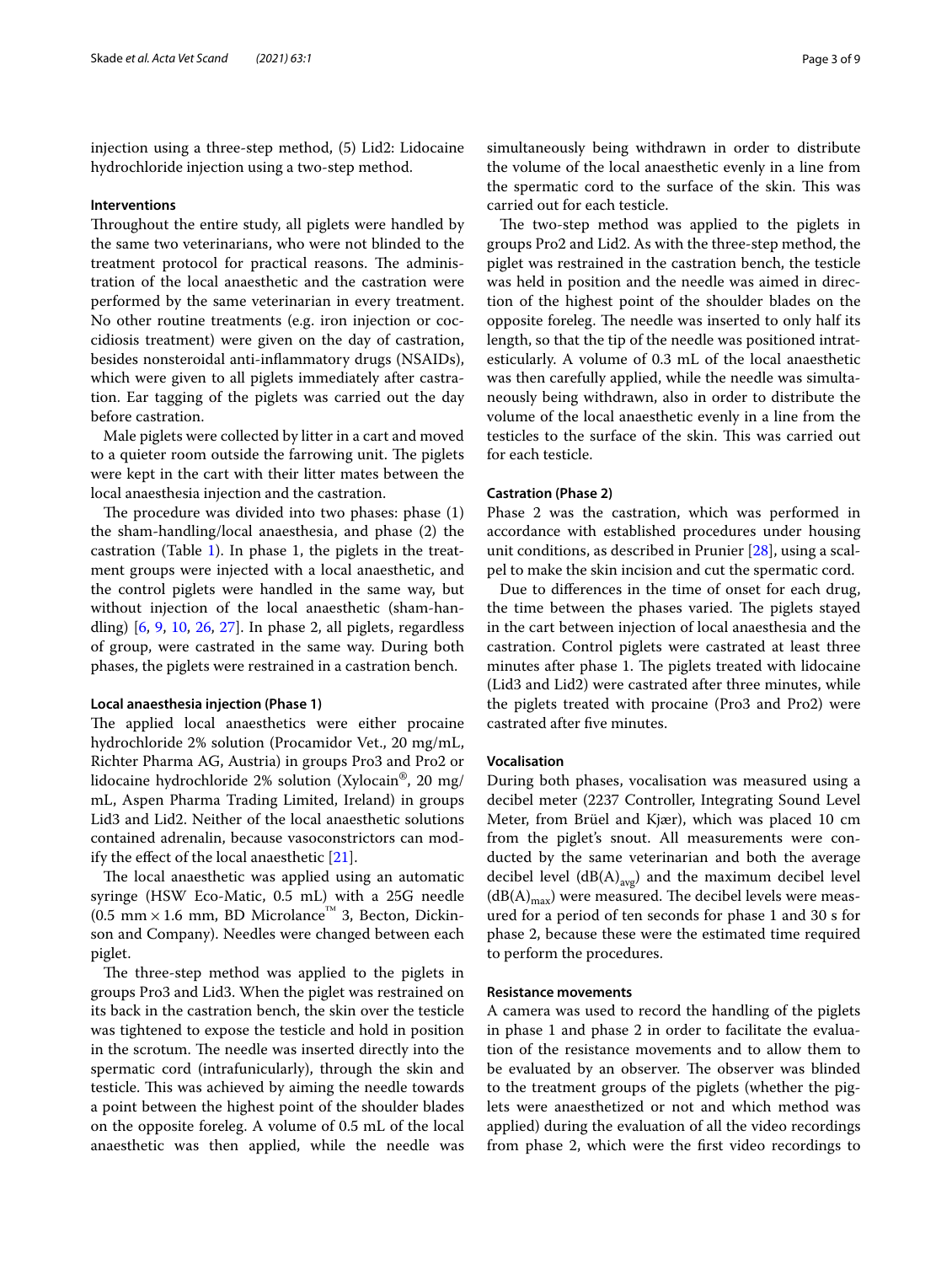injection using a three-step method, (5) Lid2: Lidocaine hydrochloride injection using a two-step method.

### Interventions

Throughout the entire study, all piglets were handled by the same two veterinarians, who were not blinded to the treatment protocol for practical reasons. The administration of the local anaesthetic and the castration were performed by the same veterinarian in every treatment. No other routine treatments (e.g. iron injection or coccidiosis treatment) were given on the day of castration, besides nonsteroidal anti-inflammatory drugs (NSAIDs), which were given to all piglets immediately after castration. Ear tagging of the piglets was carried out the day before castration.

Male piglets were collected by litter in a cart and moved to a quieter room outside the farrowing unit. The piglets were kept in the cart with their litter mates between the local anaesthesia injection and the castration.

The procedure was divided into two phases: phase (1) the sham-handling/local anaesthesia, and phase (2) the castration (Table 1). In phase 1, the piglets in the treatment groups were injected with a local anaesthetic, and the control piglets were handled in the same way, but without injection of the local anaesthetic (sham-handling) [6, 9, 10, 26, 27]. In phase 2, all piglets, regardless of group, were castrated in the same way. During both phases, the piglets were restrained in a castration bench.

#### Local anaesthesia injection (Phase 1)

The applied local anaesthetics were either procaine hydrochloride 2% solution (Procamidor Vet., 20 mg/mL, Richter Pharma AG, Austria) in groups Pro3 and Pro2 or lidocaine hydrochloride 2% solution (Xylocain®, 20 mg/mL, Aspen Pharma Trading Limited, Ireland) in groups Lid3 and Lid2. Neither of the local anaesthetic solutions contained adrenalin, because vasoconstrictors can modify the effect of the local anaesthetic [21].

The local anaesthetic was applied using an automatic syringe (HSW Eco-Matic, 0.5 mL) with a 25G needle (0.5 mm × 1.6 mm, BD Microlance™ 3, Becton, Dickinson and Company). Needles were changed between each piglet.

The three-step method was applied to the piglets in groups Pro3 and Lid3. When the piglet was restrained on its back in the castration bench, the skin over the testicle was tightened to expose the testicle and hold in position in the scrotum. The needle was inserted directly into the spermatic cord (intrafunicularly), through the skin and testicle. This was achieved by aiming the needle towards a point between the highest point of the shoulder blades on the opposite foreleg. A volume of 0.5 mL of the local anaesthetic was then applied, while the needle was simultaneously being withdrawn in order to distribute the volume of the local anaesthetic evenly in a line from the spermatic cord to the surface of the skin. This was carried out for each testicle.

The two-step method was applied to the piglets in groups Pro2 and Lid2. As with the three-step method, the piglet was restrained in the castration bench, the testicle was held in position and the needle was aimed in direction of the highest point of the shoulder blades on the opposite foreleg. The needle was inserted to only half its length, so that the tip of the needle was positioned intratesticularly. A volume of 0.3 mL of the local anaesthetic was then carefully applied, while the needle was simultaneously being withdrawn, also in order to distribute the volume of the local anaesthetic evenly in a line from the testicles to the surface of the skin. This was carried out for each testicle.

#### Castration (Phase 2)

Phase 2 was the castration, which was performed in accordance with established procedures under housing unit conditions, as described in Prunier [28], using a scalpel to make the skin incision and cut the spermatic cord.

Due to differences in the time of onset for each drug, the time between the phases varied. The piglets stayed in the cart between injection of local anaesthesia and the castration. Control piglets were castrated at least three minutes after phase 1. The piglets treated with lidocaine (Lid3 and Lid2) were castrated after three minutes, while the piglets treated with procaine (Pro3 and Pro2) were castrated after five minutes.

#### Vocalisation

During both phases, vocalisation was measured using a decibel meter (2237 Controller, Integrating Sound Level Meter, from Brüel and Kjær), which was placed 10 cm from the piglet's snout. All measurements were conducted by the same veterinarian and both the average decibel level ($dB(A)_{avg}$) and the maximum decibel level ($dB(A)_{max}$) were measured. The decibel levels were measured for a period of ten seconds for phase 1 and 30 s for phase 2, because these were the estimated time required to perform the procedures.

#### Resistance movements

A camera was used to record the handling of the piglets in phase 1 and phase 2 in order to facilitate the evaluation of the resistance movements and to allow them to be evaluated by an observer. The observer was blinded to the treatment groups of the piglets (whether the piglets were anaesthetized or not and which method was applied) during the evaluation of all the video recordings from phase 2, which were the first video recordings to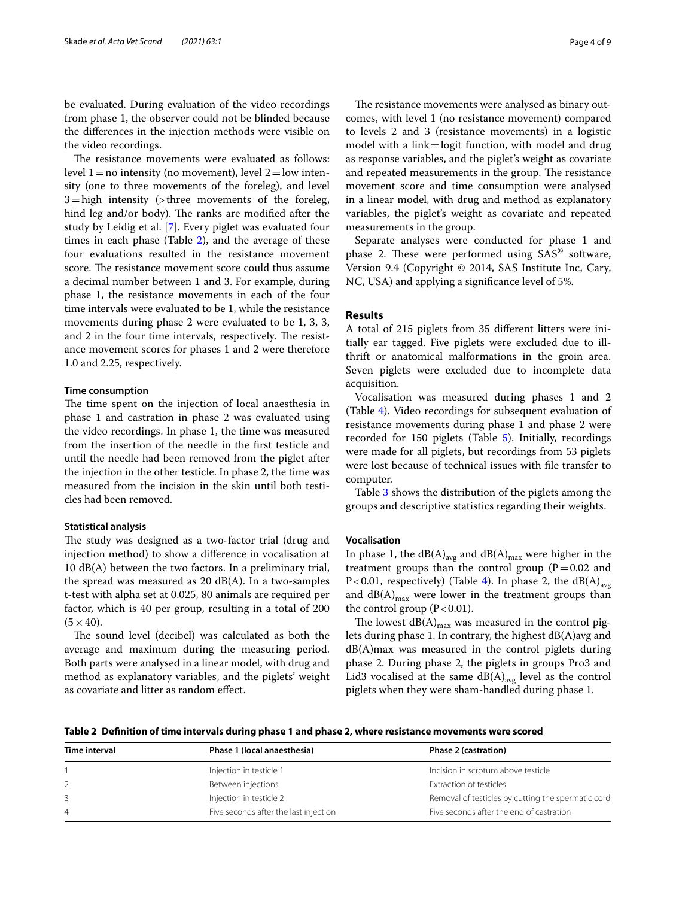be evaluated. During evaluation of the video recordings from phase 1, the observer could not be blinded because the differences in the injection methods were visible on the video recordings.

The resistance movements were evaluated as follows: level 1 = no intensity (no movement), level 2 = low intensity (one to three movements of the foreleg), and level 3 = high intensity (> three movements of the foreleg, hind leg and/or body). The ranks are modified after the study by Leidig et al. [7]. Every piglet was evaluated four times in each phase (Table 2), and the average of these four evaluations resulted in the resistance movement score. The resistance movement score could thus assume a decimal number between 1 and 3. For example, during phase 1, the resistance movements in each of the four time intervals were evaluated to be 1, while the resistance movements during phase 2 were evaluated to be 1, 3, 3, and 2 in the four time intervals, respectively. The resistance movement scores for phases 1 and 2 were therefore 1.0 and 2.25, respectively.

#### Time consumption

The time spent on the injection of local anaesthesia in phase 1 and castration in phase 2 was evaluated using the video recordings. In phase 1, the time was measured from the insertion of the needle in the first testicle and until the needle had been removed from the piglet after the injection in the other testicle. In phase 2, the time was measured from the incision in the skin until both testicles had been removed.

#### Statistical analysis

The study was designed as a two-factor trial (drug and injection method) to show a difference in vocalisation at 10 dB(A) between the two factors. In a preliminary trial, the spread was measured as 20 dB(A). In a two-samples t-test with alpha set at 0.025, 80 animals are required per factor, which is 40 per group, resulting in a total of 200 ($5 \times 40$).

The sound level (decibel) was calculated as both the average and maximum during the measuring period. Both parts were analysed in a linear model, with drug and method as explanatory variables, and the piglets' weight as covariate and litter as random effect.

The resistance movements were analysed as binary outcomes, with level 1 (no resistance movement) compared to levels 2 and 3 (resistance movements) in a logistic model with a link = logit function, with model and drug as response variables, and the piglet's weight as covariate and repeated measurements in the group. The resistance movement score and time consumption were analysed in a linear model, with drug and method as explanatory variables, the piglet's weight as covariate and repeated measurements in the group.

Separate analyses were conducted for phase 1 and phase 2. These were performed using SAS® software, Version 9.4 (Copyright © 2014, SAS Institute Inc, Cary, NC, USA) and applying a significance level of 5%.

## Results

A total of 215 piglets from 35 different litters were initially ear tagged. Five piglets were excluded due to ill-thrift or anatomical malformations in the groin area. Seven piglets were excluded due to incomplete data acquisition.

Vocalisation was measured during phases 1 and 2 (Table 4). Video recordings for subsequent evaluation of resistance movements during phase 1 and phase 2 were recorded for 150 piglets (Table 5). Initially, recordings were made for all piglets, but recordings from 53 piglets were lost because of technical issues with file transfer to computer.

Table 3 shows the distribution of the piglets among the groups and descriptive statistics regarding their weights.

#### Vocalisation

In phase 1, the $dB(A)_{avg}$ and $dB(A)_{max}$ were higher in the treatment groups than the control group ($P = 0.02$ and $P < 0.01$, respectively) (Table 4). In phase 2, the $dB(A)_{avg}$ and $dB(A)_{max}$ were lower in the treatment groups than the control group ($P < 0.01$).

The lowest $dB(A)_{max}$ was measured in the control piglets during phase 1. In contrary, the highest dB(A)avg and dB(A)max was measured in the control piglets during phase 2. During phase 2, the piglets in groups Pro3 and Lid3 vocalised at the same $dB(A)_{avg}$ level as the control piglets when they were sham-handled during phase 1.

**Table 2 Definition of time intervals during phase 1 and phase 2, where resistance movements were scored**

| Time interval | Phase 1 (local anaesthesia) | Phase 2 (castration) |
|---|---|---|
| 1 | Injection in testicle 1 | Incision in scrotum above testicle |
| 2 | Between injections | Extraction of testicles |
| 3 | Injection in testicle 2 | Removal of testicles by cutting the spermatic cord |
| 4 | Five seconds after the last injection | Five seconds after the end of castration |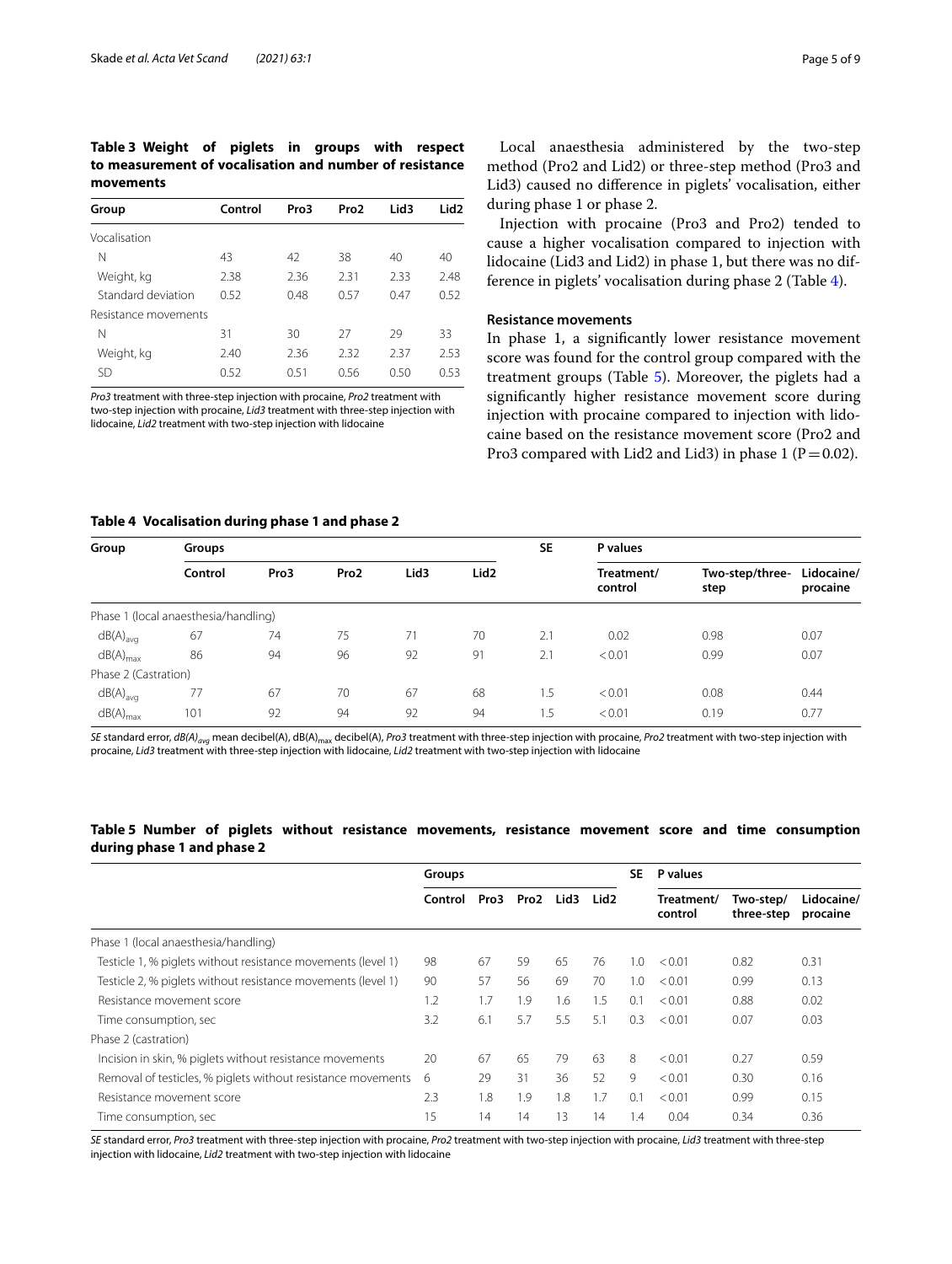**Table 3 Weight of piglets in groups with respect to measurement of vocalisation and number of resistance movements**

| Group | Control | Pro3 | Pro2 | Lid3 | Lid2 |
|---|---|---|---|---|---|
| Vocalisation | | | | | |
| N | 43 | 42 | 38 | 40 | 40 |
| Weight, kg | 2.38 | 2.36 | 2.31 | 2.33 | 2.48 |
| Standard deviation | 0.52 | 0.48 | 0.57 | 0.47 | 0.52 |
| Resistance movements | | | | | |
| N | 31 | 30 | 27 | 29 | 33 |
| Weight, kg | 2.40 | 2.36 | 2.32 | 2.37 | 2.53 |
| SD | 0.52 | 0.51 | 0.56 | 0.50 | 0.53 |

*Pro3* treatment with three-step injection with procaine, *Pro2* treatment with two-step injection with procaine, *Lid3* treatment with three-step injection with lidocaine, *Lid2* treatment with two-step injection with lidocaine

Local anaesthesia administered by the two-step method (Pro2 and Lid2) or three-step method (Pro3 and Lid3) caused no difference in piglets' vocalisation, either during phase 1 or phase 2.

Injection with procaine (Pro3 and Pro2) tended to cause a higher vocalisation compared to injection with lidocaine (Lid3 and Lid2) in phase 1, but there was no difference in piglets' vocalisation during phase 2 (Table 4).

### Resistance movements

In phase 1, a significantly lower resistance movement score was found for the control group compared with the treatment groups (Table 5). Moreover, the piglets had a significantly higher resistance movement score during injection with procaine compared to injection with lidocaine based on the resistance movement score (Pro2 and Pro3 compared with Lid2 and Lid3) in phase 1 ($P = 0.02$).

**Table 4 Vocalisation during phase 1 and phase 2**

| Group | Groups | | | | | SE | P values | | |
|---|---|---|---|---|---|---|---|---|---|
| | Control | Pro3 | Pro2 | Lid3 | Lid2 | | Treatment/control | Two-step/three-step | Lidocaine/procaine |
| Phase 1 (local anaesthesia/handling) | | | | | | | | | |
| $dB(A)_{avg}$ | 67 | 74 | 75 | 71 | 70 | 2.1 | 0.02 | 0.98 | 0.07 |
| $dB(A)_{max}$ | 86 | 94 | 96 | 92 | 91 | 2.1 | < 0.01 | 0.99 | 0.07 |
| Phase 2 (Castration) | | | | | | | | | |
| $dB(A)_{avg}$ | 77 | 67 | 70 | 67 | 68 | 1.5 | < 0.01 | 0.08 | 0.44 |
| $dB(A)_{max}$ | 101 | 92 | 94 | 92 | 94 | 1.5 | < 0.01 | 0.19 | 0.77 |

*SE* standard error, $dB(A)_{avg}$ mean decibel(A), $dB(A)_{max}$ decibel(A), *Pro3* treatment with three-step injection with procaine, *Pro2* treatment with two-step injection with procaine, *Lid3* treatment with three-step injection with lidocaine, *Lid2* treatment with two-step injection with lidocaine

**Table 5 Number of piglets without resistance movements, resistance movement score and time consumption during phase 1 and phase 2**

| | Groups | | | | | SE | P values | | |
|---|---|---|---|---|---|---|---|---|---|
| | Control | Pro3 | Pro2 | Lid3 | Lid2 | | Treatment/control | Two-step/three-step | Lidocaine/procaine |
| Phase 1 (local anaesthesia/handling) | | | | | | | | | |
| Testicle 1, % piglets without resistance movements (level 1) | 98 | 67 | 59 | 65 | 76 | 1.0 | < 0.01 | 0.82 | 0.31 |
| Testicle 2, % piglets without resistance movements (level 1) | 90 | 57 | 56 | 69 | 70 | 1.0 | < 0.01 | 0.99 | 0.13 |
| Resistance movement score | 1.2 | 1.7 | 1.9 | 1.6 | 1.5 | 0.1 | < 0.01 | 0.88 | 0.02 |
| Time consumption, sec | 3.2 | 6.1 | 5.7 | 5.5 | 5.1 | 0.3 | < 0.01 | 0.07 | 0.03 |
| Phase 2 (castration) | | | | | | | | | |
| Incision in skin, % piglets without resistance movements | 20 | 67 | 65 | 79 | 63 | 8 | < 0.01 | 0.27 | 0.59 |
| Removal of testicles, % piglets without resistance movements | 6 | 29 | 31 | 36 | 52 | 9 | < 0.01 | 0.30 | 0.16 |
| Resistance movement score | 2.3 | 1.8 | 1.9 | 1.8 | 1.7 | 0.1 | < 0.01 | 0.99 | 0.15 |
| Time consumption, sec | 15 | 14 | 14 | 13 | 14 | 1.4 | 0.04 | 0.34 | 0.36 |

*SE* standard error, *Pro3* treatment with three-step injection with procaine, *Pro2* treatment with two-step injection with procaine, *Lid3* treatment with three-step injection with lidocaine, *Lid2* treatment with two-step injection with lidocaine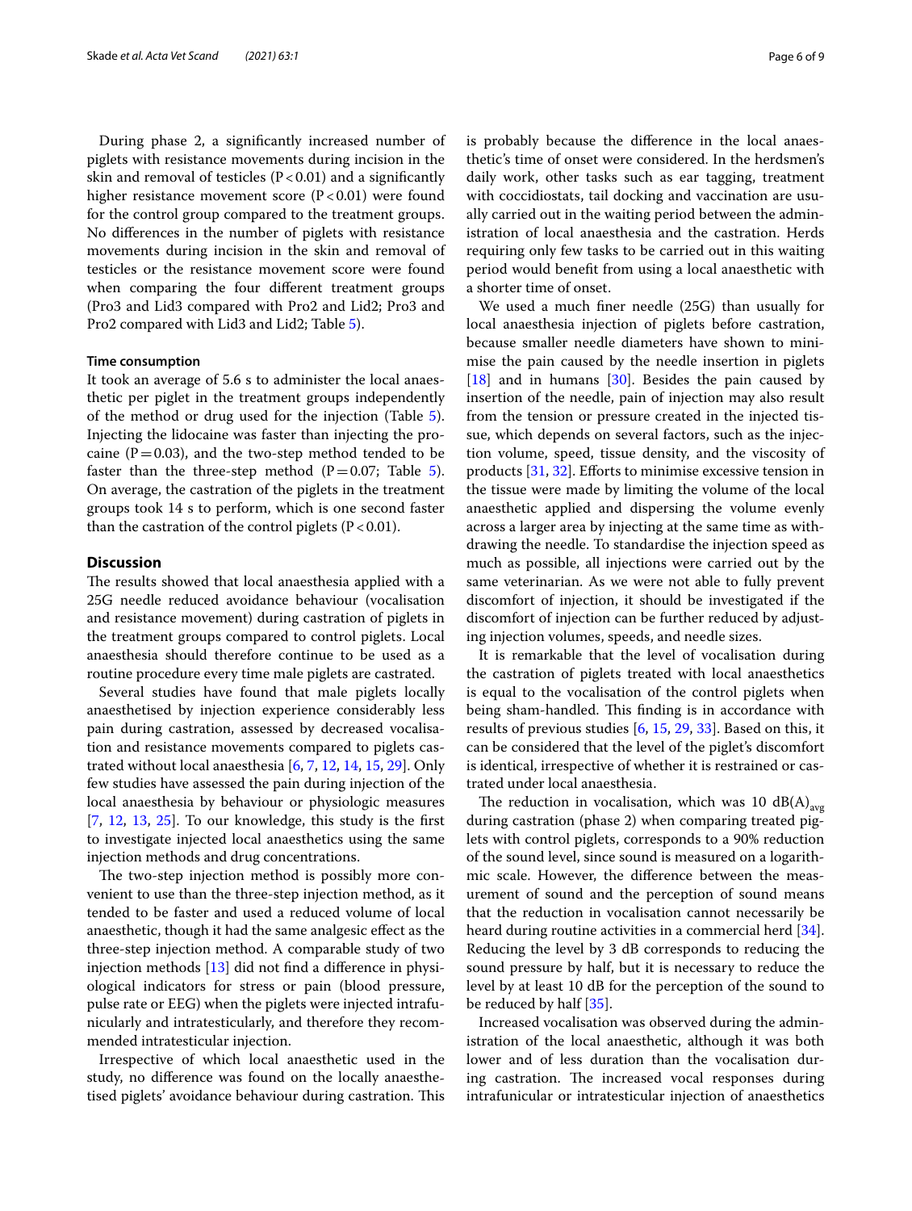During phase 2, a significantly increased number of piglets with resistance movements during incision in the skin and removal of testicles ($P < 0.01$) and a significantly higher resistance movement score ($P < 0.01$) were found for the control group compared to the treatment groups. No differences in the number of piglets with resistance movements during incision in the skin and removal of testicles or the resistance movement score were found when comparing the four different treatment groups (Pro3 and Lid3 compared with Pro2 and Lid2; Pro3 and Pro2 compared with Lid3 and Lid2; Table 5).

#### Time consumption

It took an average of 5.6 s to administer the local anaesthetic per piglet in the treatment groups independently of the method or drug used for the injection (Table 5). Injecting the lidocaine was faster than injecting the procaine ($P = 0.03$), and the two-step method tended to be faster than the three-step method ($P = 0.07$; Table 5). On average, the castration of the piglets in the treatment groups took 14 s to perform, which is one second faster than the castration of the control piglets ($P < 0.01$).

## Discussion

The results showed that local anaesthesia applied with a 25G needle reduced avoidance behaviour (vocalisation and resistance movement) during castration of piglets in the treatment groups compared to control piglets. Local anaesthesia should therefore continue to be used as a routine procedure every time male piglets are castrated.

Several studies have found that male piglets locally anaesthetised by injection experience considerably less pain during castration, assessed by decreased vocalisation and resistance movements compared to piglets castrated without local anaesthesia [6, 7, 12, 14, 15, 29]. Only few studies have assessed the pain during injection of the local anaesthesia by behaviour or physiologic measures [7, 12, 13, 25]. To our knowledge, this study is the first to investigate injected local anaesthetics using the same injection methods and drug concentrations.

The two-step injection method is possibly more convenient to use than the three-step injection method, as it tended to be faster and used a reduced volume of local anaesthetic, though it had the same analgesic effect as the three-step injection method. A comparable study of two injection methods [13] did not find a difference in physiological indicators for stress or pain (blood pressure, pulse rate or EEG) when the piglets were injected intrafunicularly and intratesticularly, and therefore they recommended intratesticular injection.

Irrespective of which local anaesthetic used in the study, no difference was found on the locally anaesthetised piglets' avoidance behaviour during castration. This is probably because the difference in the local anaesthetic's time of onset were considered. In the herdsmen's daily work, other tasks such as ear tagging, treatment with coccidiostats, tail docking and vaccination are usually carried out in the waiting period between the administration of local anaesthesia and the castration. Herds requiring only few tasks to be carried out in this waiting period would benefit from using a local anaesthetic with a shorter time of onset.

We used a much finer needle (25G) than usually for local anaesthesia injection of piglets before castration, because smaller needle diameters have shown to minimise the pain caused by the needle insertion in piglets [18] and in humans [30]. Besides the pain caused by insertion of the needle, pain of injection may also result from the tension or pressure created in the injected tissue, which depends on several factors, such as the injection volume, speed, tissue density, and the viscosity of products [31, 32]. Efforts to minimise excessive tension in the tissue were made by limiting the volume of the local anaesthetic applied and dispersing the volume evenly across a larger area by injecting at the same time as withdrawing the needle. To standardise the injection speed as much as possible, all injections were carried out by the same veterinarian. As we were not able to fully prevent discomfort of injection, it should be investigated if the discomfort of injection can be further reduced by adjusting injection volumes, speeds, and needle sizes.

It is remarkable that the level of vocalisation during the castration of piglets treated with local anaesthetics is equal to the vocalisation of the control piglets when being sham-handled. This finding is in accordance with results of previous studies [6, 15, 29, 33]. Based on this, it can be considered that the level of the piglet's discomfort is identical, irrespective of whether it is restrained or castrated under local anaesthesia.

The reduction in vocalisation, which was 10 $dB(A)_{avg}$ during castration (phase 2) when comparing treated piglets with control piglets, corresponds to a 90% reduction of the sound level, since sound is measured on a logarithmic scale. However, the difference between the measurement of sound and the perception of sound means that the reduction in vocalisation cannot necessarily be heard during routine activities in a commercial herd [34]. Reducing the level by 3 dB corresponds to reducing the sound pressure by half, but it is necessary to reduce the level by at least 10 dB for the perception of the sound to be reduced by half [35].

Increased vocalisation was observed during the administration of the local anaesthetic, although it was both lower and of less duration than the vocalisation during castration. The increased vocal responses during intrafunicular or intratesticular injection of anaesthetics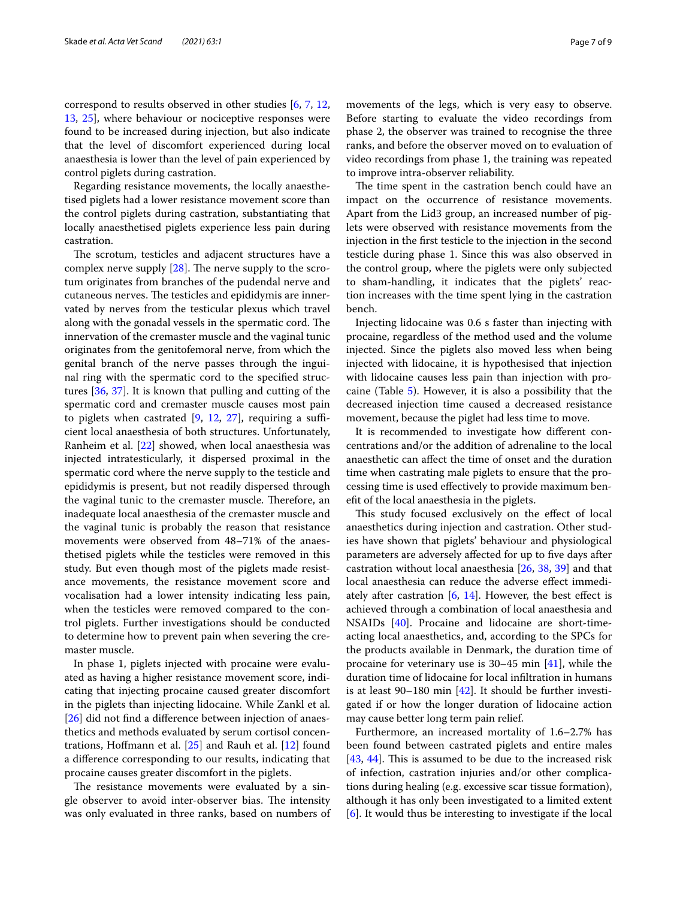correspond to results observed in other studies [6, 7, 12, 13, 25], where behaviour or nociceptive responses were found to be increased during injection, but also indicate that the level of discomfort experienced during local anaesthesia is lower than the level of pain experienced by control piglets during castration.

Regarding resistance movements, the locally anaesthetised piglets had a lower resistance movement score than the control piglets during castration, substantiating that locally anaesthetised piglets experience less pain during castration.

The scrotum, testicles and adjacent structures have a complex nerve supply [28]. The nerve supply to the scrotum originates from branches of the pudendal nerve and cutaneous nerves. The testicles and epididymis are innervated by nerves from the testicular plexus which travel along with the gonadal vessels in the spermatic cord. The innervation of the cremaster muscle and the vaginal tunic originates from the genitofemoral nerve, from which the genital branch of the nerve passes through the inguinal ring with the spermatic cord to the specified structures [36, 37]. It is known that pulling and cutting of the spermatic cord and cremaster muscle causes most pain to piglets when castrated [9, 12, 27], requiring a sufficient local anaesthesia of both structures. Unfortunately, Ranheim et al. [22] showed, when local anaesthesia was injected intratesticularly, it dispersed proximal in the spermatic cord where the nerve supply to the testicle and epididymis is present, but not readily dispersed through the vaginal tunic to the cremaster muscle. Therefore, an inadequate local anaesthesia of the cremaster muscle and the vaginal tunic is probably the reason that resistance movements were observed from 48–71% of the anaesthetised piglets while the testicles were removed in this study. But even though most of the piglets made resistance movements, the resistance movement score and vocalisation had a lower intensity indicating less pain, when the testicles were removed compared to the control piglets. Further investigations should be conducted to determine how to prevent pain when severing the cremaster muscle.

In phase 1, piglets injected with procaine were evaluated as having a higher resistance movement score, indicating that injecting procaine caused greater discomfort in the piglets than injecting lidocaine. While Zankl et al. [26] did not find a difference between injection of anaesthetics and methods evaluated by serum cortisol concentrations, Hoffmann et al. [25] and Rauh et al. [12] found a difference corresponding to our results, indicating that procaine causes greater discomfort in the piglets.

The resistance movements were evaluated by a single observer to avoid inter-observer bias. The intensity was only evaluated in three ranks, based on numbers of movements of the legs, which is very easy to observe. Before starting to evaluate the video recordings from phase 2, the observer was trained to recognise the three ranks, and before the observer moved on to evaluation of video recordings from phase 1, the training was repeated to improve intra-observer reliability.

The time spent in the castration bench could have an impact on the occurrence of resistance movements. Apart from the Lid3 group, an increased number of piglets were observed with resistance movements from the injection in the first testicle to the injection in the second testicle during phase 1. Since this was also observed in the control group, where the piglets were only subjected to sham-handling, it indicates that the piglets' reaction increases with the time spent lying in the castration bench.

Injecting lidocaine was 0.6 s faster than injecting with procaine, regardless of the method used and the volume injected. Since the piglets also moved less when being injected with lidocaine, it is hypothesised that injection with lidocaine causes less pain than injection with procaine (Table 5). However, it is also a possibility that the decreased injection time caused a decreased resistance movement, because the piglet had less time to move.

It is recommended to investigate how different concentrations and/or the addition of adrenaline to the local anaesthetic can affect the time of onset and the duration time when castrating male piglets to ensure that the processing time is used effectively to provide maximum benefit of the local anaesthesia in the piglets.

This study focused exclusively on the effect of local anaesthetics during injection and castration. Other studies have shown that piglets' behaviour and physiological parameters are adversely affected for up to five days after castration without local anaesthesia [26, 38, 39] and that local anaesthesia can reduce the adverse effect immediately after castration [6, 14]. However, the best effect is achieved through a combination of local anaesthesia and NSAIDs [40]. Procaine and lidocaine are short-time-acting local anaesthetics, and, according to the SPCs for the products available in Denmark, the duration time of procaine for veterinary use is 30–45 min [41], while the duration time of lidocaine for local infiltration in humans is at least 90–180 min [42]. It should be further investigated if or how the longer duration of lidocaine action may cause better long term pain relief.

Furthermore, an increased mortality of 1.6–2.7% has been found between castrated piglets and entire males [43, 44]. This is assumed to be due to the increased risk of infection, castration injuries and/or other complications during healing (e.g. excessive scar tissue formation), although it has only been investigated to a limited extent [6]. It would thus be interesting to investigate if the local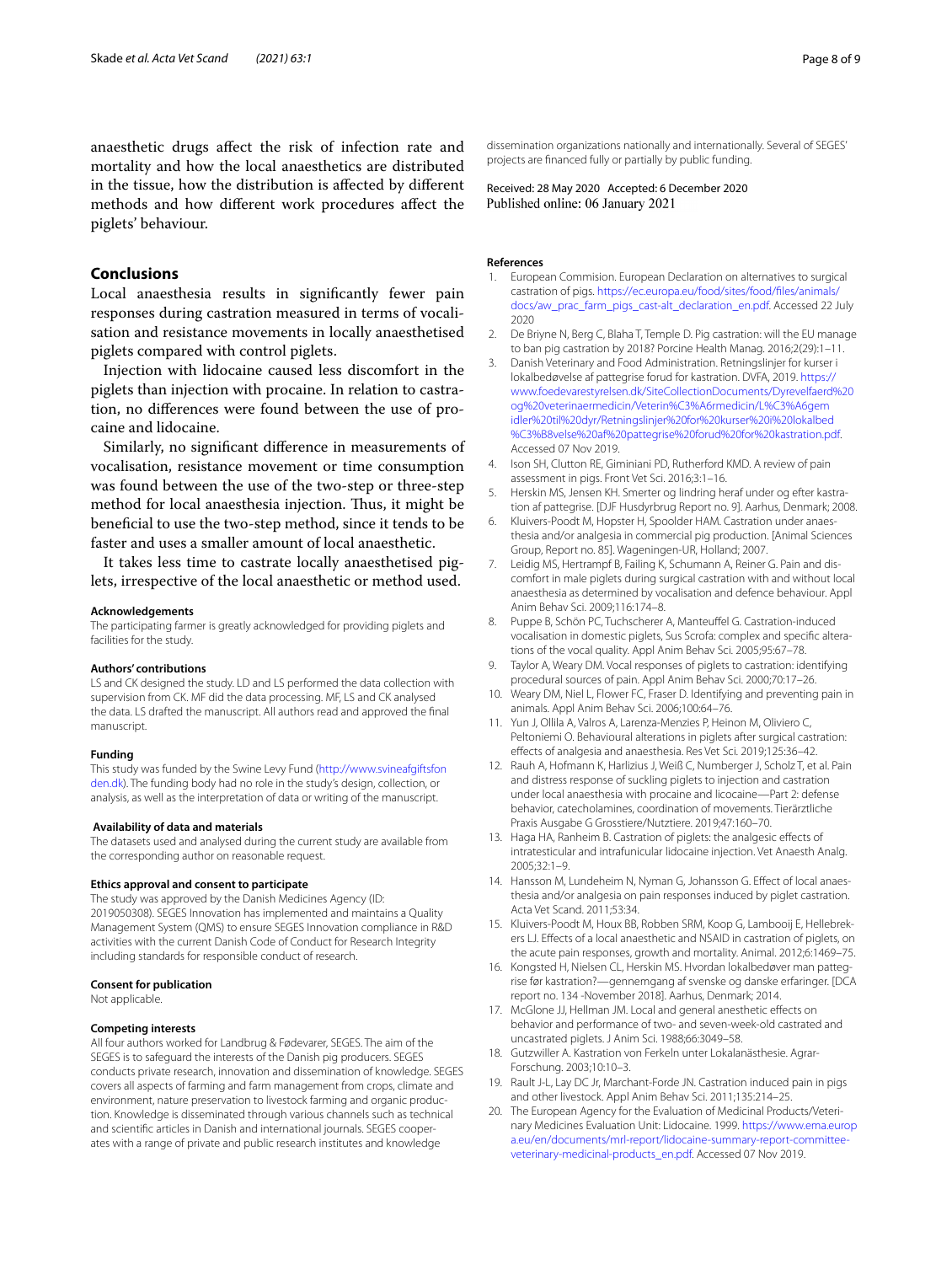anaesthetic drugs affect the risk of infection rate and mortality and how the local anaesthetics are distributed in the tissue, how the distribution is affected by different methods and how different work procedures affect the piglets' behaviour.

## Conclusions

Local anaesthesia results in significantly fewer pain responses during castration measured in terms of vocalisation and resistance movements in locally anaesthetised piglets compared with control piglets.

Injection with lidocaine caused less discomfort in the piglets than injection with procaine. In relation to castration, no differences were found between the use of procaine and lidocaine.

Similarly, no significant difference in measurements of vocalisation, resistance movement or time consumption was found between the use of the two-step or three-step method for local anaesthesia injection. Thus, it might be beneficial to use the two-step method, since it tends to be faster and uses a smaller amount of local anaesthetic.

It takes less time to castrate locally anaesthetised piglets, irrespective of the local anaesthetic or method used.

#### Acknowledgements

The participating farmer is greatly acknowledged for providing piglets and facilities for the study.

#### Authors' contributions

LS and CK designed the study. LD and LS performed the data collection with supervision from CK. MF did the data processing. MF, LS and CK analysed the data. LS drafted the manuscript. All authors read and approved the final manuscript.

#### Funding

This study was funded by the Swine Levy Fund (http://www.svineafgiftsfonden.dk). The funding body had no role in the study's design, collection, or analysis, as well as the interpretation of data or writing of the manuscript.

#### Availability of data and materials

The datasets used and analysed during the current study are available from the corresponding author on reasonable request.

#### Ethics approval and consent to participate

The study was approved by the Danish Medicines Agency (ID: 2019050308). SEGES Innovation has implemented and maintains a Quality Management System (QMS) to ensure SEGES Innovation compliance in R&D activities with the current Danish Code of Conduct for Research Integrity including standards for responsible conduct of research.

#### Consent for publication

Not applicable.

#### Competing interests

All four authors worked for Landbrug & Fødevarer, SEGES. The aim of the SEGES is to safeguard the interests of the Danish pig producers. SEGES conducts private research, innovation and dissemination of knowledge. SEGES covers all aspects of farming and farm management from crops, climate and environment, nature preservation to livestock farming and organic production. Knowledge is disseminated through various channels such as technical and scientific articles in Danish and international journals. SEGES cooperates with a range of private and public research institutes and knowledge dissemination organizations nationally and internationally. Several of SEGES' projects are financed fully or partially by public funding.

Received: 28 May 2020 Accepted: 6 December 2020
Published online: 06 January 2021

#### References

1. European Commision. European Declaration on alternatives to surgical castration of pigs. https://ec.europa.eu/food/sites/food/files/animals/docs/aw_prac_farm_pigs_cast-alt_declaration_en.pdf. Accessed 22 July 2020
2. De Briyne N, Berg C, Blaha T, Temple D. Pig castration: will the EU manage to ban pig castration by 2018? Porcine Health Manag. 2016;2(29):1–11.
3. Danish Veterinary and Food Administration. Retningslinjer for kurser i lokalbedøvelse af pattegrise forud for kastration. DVFA, 2019. https://www.foedevarestyrelsen.dk/SiteCollectionDocuments/Dyrevelfaerd%20og%20veterinaermedicin/Veterin%C3%A6rmedicin/L%C3%A6gemidler%20til%20dyr/Retningslinjer%20for%20kurser%20i%20lokalbed%C3%B8velse%20af%20pattegrise%20forud%20for%20kastration.pdf. Accessed 07 Nov 2019.
4. Ison SH, Clutton RE, Giminiani PD, Rutherford KMD. A review of pain assessment in pigs. Front Vet Sci. 2016;3:1–16.
5. Herskin MS, Jensen KH. Smerter og lindring heraf under og efter kastration af pattegrise. [DJF Husdyrbrug Report no. 9]. Aarhus, Denmark; 2008.
6. Kluivers-Poodt M, Hopster H, Spoolder HAM. Castration under anaesthesia and/or analgesia in commercial pig production. [Animal Sciences Group, Report no. 85]. Wageningen-UR, Holland; 2007.
7. Leidig MS, Hertrampf B, Failing K, Schumann A, Reiner G. Pain and discomfort in male piglets during surgical castration with and without local anaesthesia as determined by vocalisation and defence behaviour. Appl Anim Behav Sci. 2009;116:174–8.
8. Puppe B, Schön PC, Tuchscherer A, Manteuffel G. Castration-induced vocalisation in domestic piglets, Sus Scrofa: complex and specific alterations of the vocal quality. Appl Anim Behav Sci. 2005;95:67–78.
9. Taylor A, Weary DM. Vocal responses of piglets to castration: identifying procedural sources of pain. Appl Anim Behav Sci. 2000;70:17–26.
10. Weary DM, Niel L, Flower FC, Fraser D. Identifying and preventing pain in animals. Appl Anim Behav Sci. 2006;100:64–76.
11. Yun J, Ollila A, Valros A, Larenza-Menzies P, Heinon M, Oliviero C, Peltoniemi O. Behavioural alterations in piglets after surgical castration: effects of analgesia and anaesthesia. Res Vet Sci. 2019;125:36–42.
12. Rauh A, Hofmann K, Harlizius J, Weiß C, Numberger J, Scholz T, et al. Pain and distress response of suckling piglets to injection and castration under local anaesthesia with procaine and licocaine—Part 2: defense behavior, catecholamines, coordination of movements. Tierärztliche Praxis Ausgabe G Grosstiere/Nutztiere. 2019;47:160–70.
13. Haga HA, Ranheim B. Castration of piglets: the analgesic effects of intratesticular and intrafunicular lidocaine injection. Vet Anaesth Analg. 2005;32:1–9.
14. Hansson M, Lundeheim N, Nyman G, Johansson G. Effect of local anaesthesia and/or analgesia on pain responses induced by piglet castration. Acta Vet Scand. 2011;53:34.
15. Kluivers-Poodt M, Houx BB, Robben SRM, Koop G, Lambooij E, Hellebrekers LJ. Effects of a local anaesthetic and NSAID in castration of piglets, on the acute pain responses, growth and mortality. Animal. 2012;6:1469–75.
16. Kongsted H, Nielsen CL, Herskin MS. Hvordan lokalbedøver man pattegrise før kastration?—gennemgang af svenske og danske erfaringer. [DCA report no. 134 -November 2018]. Aarhus, Denmark; 2014.
17. McGlone JJ, Hellman JM. Local and general anesthetic effects on behavior and performance of two- and seven-week-old castrated and uncastrated piglets. J Anim Sci. 1988;66:3049–58.
18. Gutzwiller A. Kastration von Ferkeln unter Lokalanästhesie. Agrar-Forschung. 2003;10:10–3.
19. Rault J-L, Lay DC Jr, Marchant-Forde JN. Castration induced pain in pigs and other livestock. Appl Anim Behav Sci. 2011;135:214–25.
20. The European Agency for the Evaluation of Medicinal Products/Veterinary Medicines Evaluation Unit: Lidocaine. 1999. https://www.ema.europa.eu/en/documents/mrl-report/lidocaine-summary-report-committee-veterinary-medicinal-products_en.pdf. Accessed 07 Nov 2019.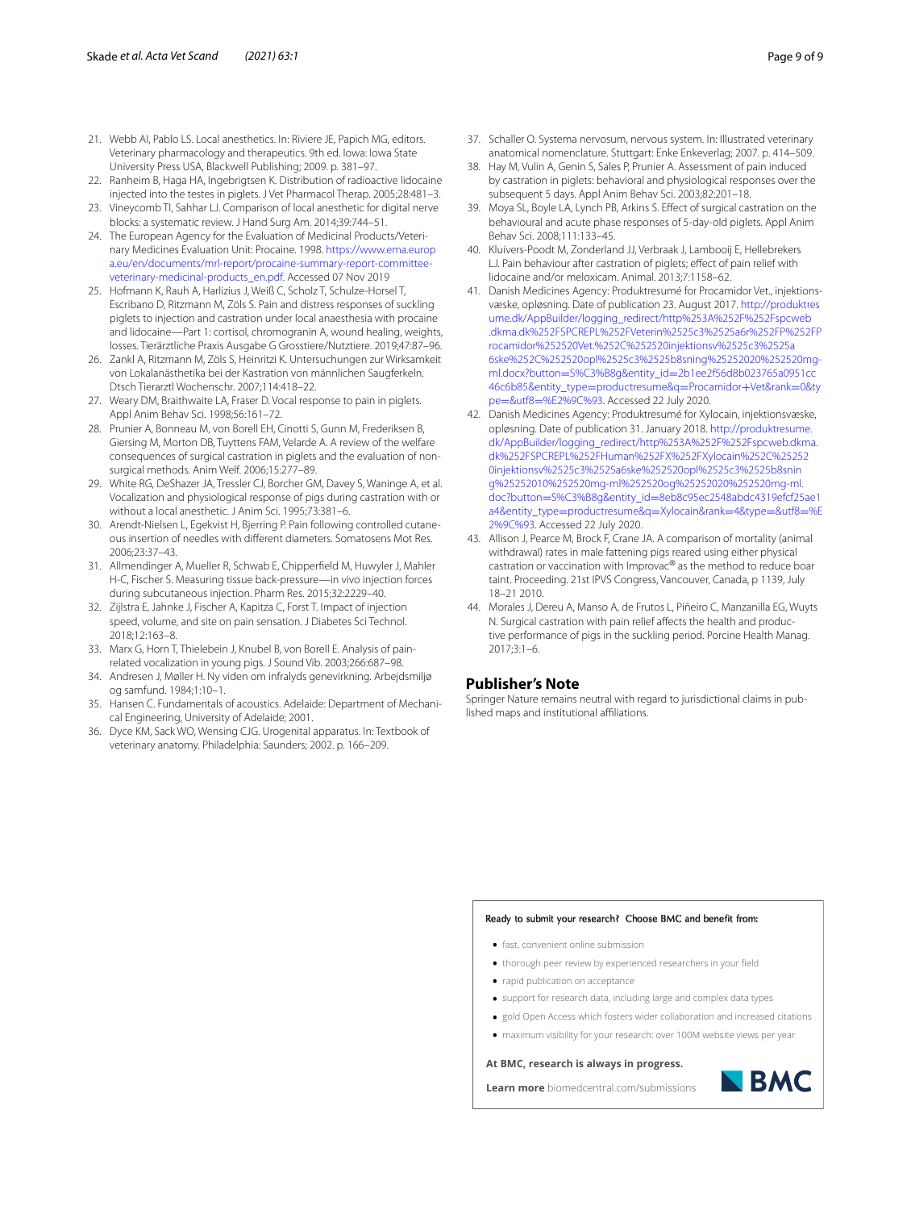21. Webb AI, Pablo LS. Local anesthetics. In: Riviere JE, Papich MG, editors. Veterinary pharmacology and therapeutics. 9th ed. Iowa: Iowa State University Press USA, Blackwell Publishing; 2009. p. 381–97.
22. Ranheim B, Haga HA, Ingebrigtsen K. Distribution of radioactive lidocaine injected into the testes in piglets. J Vet Pharmacol Therap. 2005;28:481–3.
23. Vineycomb TI, Sahhar LJ. Comparison of local anesthetic for digital nerve blocks: a systematic review. J Hand Surg Am. 2014;39:744–51.
24. The European Agency for the Evaluation of Medicinal Products/Veterinary Medicines Evaluation Unit: Procaine. 1998. https://www.ema.europa.eu/en/documents/mrl-report/procaine-summary-report-committee-veterinary-medicinal-products_en.pdf. Accessed 07 Nov 2019
25. Hofmann K, Rauh A, Harlizius J, Weiß C, Scholz T, Schulze-Horsel T, Escribano D, Ritzmann M, Zöls S. Pain and distress responses of suckling piglets to injection and castration under local anaesthesia with procaine and lidocaine—Part 1: cortisol, chromogranin A, wound healing, weights, losses. Tierärztliche Praxis Ausgabe G Grosstiere/Nutztiere. 2019;47:87–96.
26. Zankl A, Ritzmann M, Zöls S, Heinritzi K. Untersuchungen zur Wirksamkeit von Lokalanästhetika bei der Kastration von männlichen Saugferkeln. Dtsch Tierarztl Wochenschr. 2007;114:418–22.
27. Weary DM, Braithwaite LA, Fraser D. Vocal response to pain in piglets. Appl Anim Behav Sci. 1998;56:161–72.
28. Prunier A, Bonneau M, von Borell EH, Cinotti S, Gunn M, Frederiksen B, Giersing M, Morton DB, Tuyttens FAM, Velarde A. A review of the welfare consequences of surgical castration in piglets and the evaluation of non-surgical methods. Anim Welf. 2006;15:277–89.
29. White RG, DeShazer JA, Tressler CJ, Borcher GM, Davey S, Waninge A, et al. Vocalization and physiological response of pigs during castration with or without a local anesthetic. J Anim Sci. 1995;73:381–6.
30. Arendt-Nielsen L, Egekvist H, Bjerring P. Pain following controlled cutaneous insertion of needles with different diameters. Somatosens Mot Res. 2006;23:37–43.
31. Allmendinger A, Mueller R, Schwab E, Chipperfield M, Huwyler J, Mahler H-C, Fischer S. Measuring tissue back-pressure—in vivo injection forces during subcutaneous injection. Pharm Res. 2015;32:2229–40.
32. Zijlstra E, Jahnke J, Fischer A, Kapitza C, Forst T. Impact of injection speed, volume, and site on pain sensation. J Diabetes Sci Technol. 2018;12:163–8.
33. Marx G, Horn T, Thielebein J, Knubel B, von Borell E. Analysis of pain-related vocalization in young pigs. J Sound Vib. 2003;266:687–98.
34. Andresen J, Møller H. Ny viden om infralyds genevirkning. Arbejdsmiljø og samfund. 1984;1:10–1.
35. Hansen C. Fundamentals of acoustics. Adelaide: Department of Mechanical Engineering, University of Adelaide; 2001.
36. Dyce KM, Sack WO, Wensing CJG. Urogenital apparatus. In: Textbook of veterinary anatomy. Philadelphia: Saunders; 2002. p. 166–209.
37. Schaller O. Systema nervosum, nervous system. In: Illustrated veterinary anatomical nomenclature. Stuttgart: Enke Enkeverlag; 2007. p. 414–509.
38. Hay M, Vulin A, Genin S, Sales P, Prunier A. Assessment of pain induced by castration in piglets: behavioral and physiological responses over the subsequent 5 days. Appl Anim Behav Sci. 2003;82:201–18.
39. Moya SL, Boyle LA, Lynch PB, Arkins S. Effect of surgical castration on the behavioural and acute phase responses of 5-day-old piglets. Appl Anim Behav Sci. 2008;111:133–45.
40. Kluivers-Poodt M, Zonderland JJ, Verbraak J, Lambooij E, Hellebrekers LJ. Pain behaviour after castration of piglets; effect of pain relief with lidocaine and/or meloxicam. Animal. 2013;7:1158–62.
41. Danish Medicines Agency: Produktresumé for Procamidor Vet., injektionsvæske, opløsning. Date of publication 23. August 2017. http://produktresume.dk/AppBuilder/logging_redirect/http%253A%252F%252Fspcweb.dkma.dk%252FSPCREPL%252FVeterin%2525c3%2525a6r%252FP%252FProcamidor%252520Vet.%252C%252520injektionsv%2525c3%2525a6ske%252C%252520opl%2525c3%2525b8sning%25252020%252520mg-ml.docx?button=S%C3%B8g&entity_id=2b1ee2f56d8b023765a0951cc46c6b85&entity_type=productresume&q=Procamidor+Vet&rank=0&type=&utf8=%E2%9C%93. Accessed 22 July 2020.
42. Danish Medicines Agency: Produktresumé for Xylocain, injektionsvæske, opløsning. Date of publication 31. January 2018. http://produktresume.dk/AppBuilder/logging_redirect/http%253A%252F%252Fspcweb.dkma.dk%252FSPCREPL%252FHuman%252FX%252FXylocain%252C%252520injektionsv%2525c3%2525a6ske%252520opl%2525c3%2525b8sning%25252010%252520mg-ml%252520og%25252020%252520mg-ml.doc?button=S%C3%B8g&entity_id=8eb8c95ec2548abdc4319efcf25ae1a4&entity_type=productresume&q=Xylocain&rank=4&type=&utf8=%E2%9C%93. Accessed 22 July 2020.
43. Allison J, Pearce M, Brock F, Crane JA. A comparison of mortality (animal withdrawal) rates in male fattening pigs reared using either physical castration or vaccination with Improvac® as the method to reduce boar taint. Proceeding. 21st IPVS Congress, Vancouver, Canada, p 1139, July 18–21 2010.
44. Morales J, Dereu A, Manso A, de Frutos L, Piñeiro C, Manzanilla EG, Wuyts N. Surgical castration with pain relief affects the health and productive performance of pigs in the suckling period. Porcine Health Manag. 2017;3:1–6.

## Publisher's Note

Springer Nature remains neutral with regard to jurisdictional claims in published maps and institutional affiliations.

Ready to submit your research? Choose BMC and benefit from:

- fast, convenient online submission
- thorough peer review by experienced researchers in your field
- rapid publication on acceptance
- support for research data, including large and complex data types
- gold Open Access which fosters wider collaboration and increased citations
- maximum visibility for your research: over 100M website views per year

**At BMC, research is always in progress.**

**Learn more** biomedcentral.com/submissions

BMC